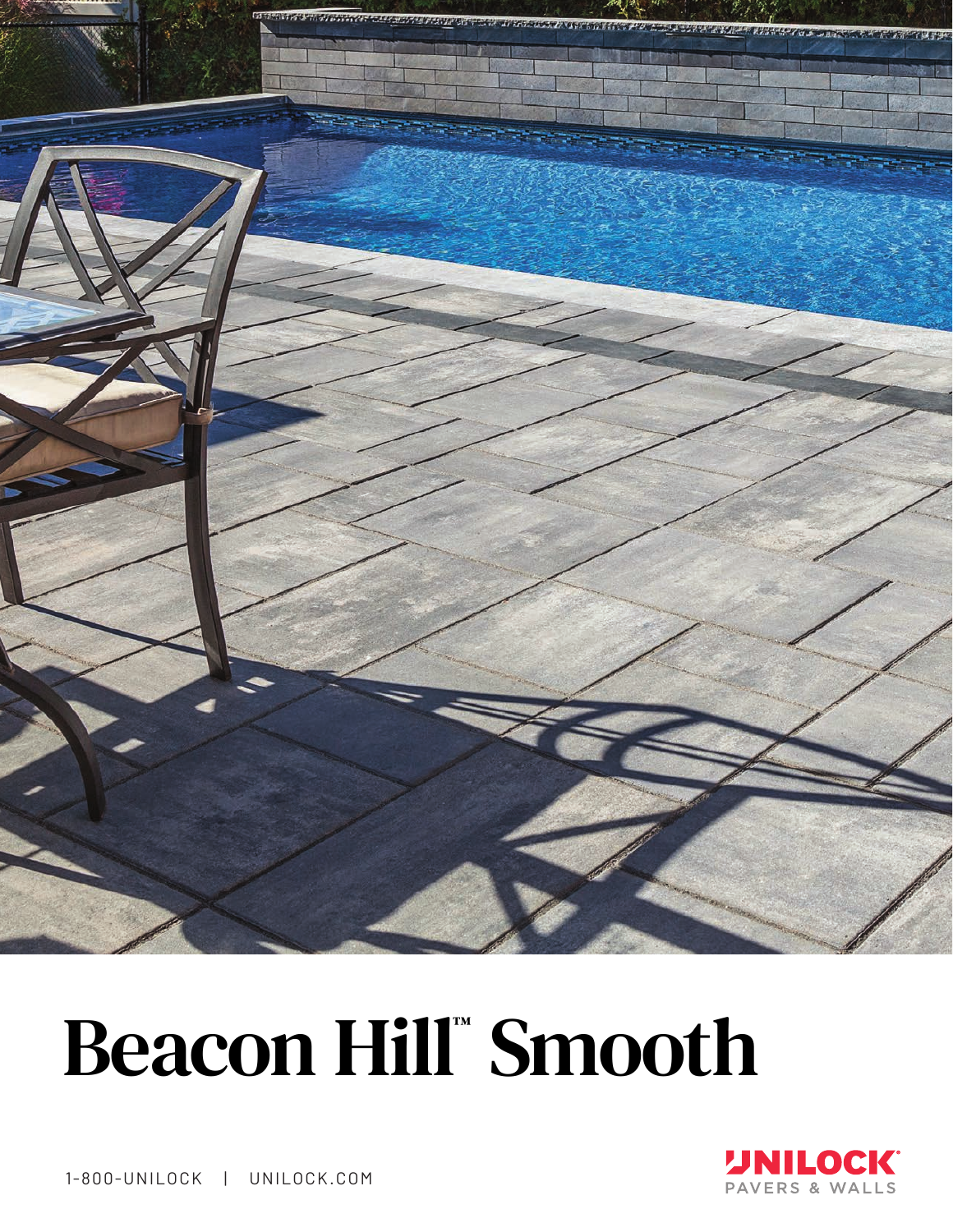# Beacon Hill™ Smooth

1-800-UNILOCK | UNILOCK.COM

UNILOCK® PAVERS & WALLS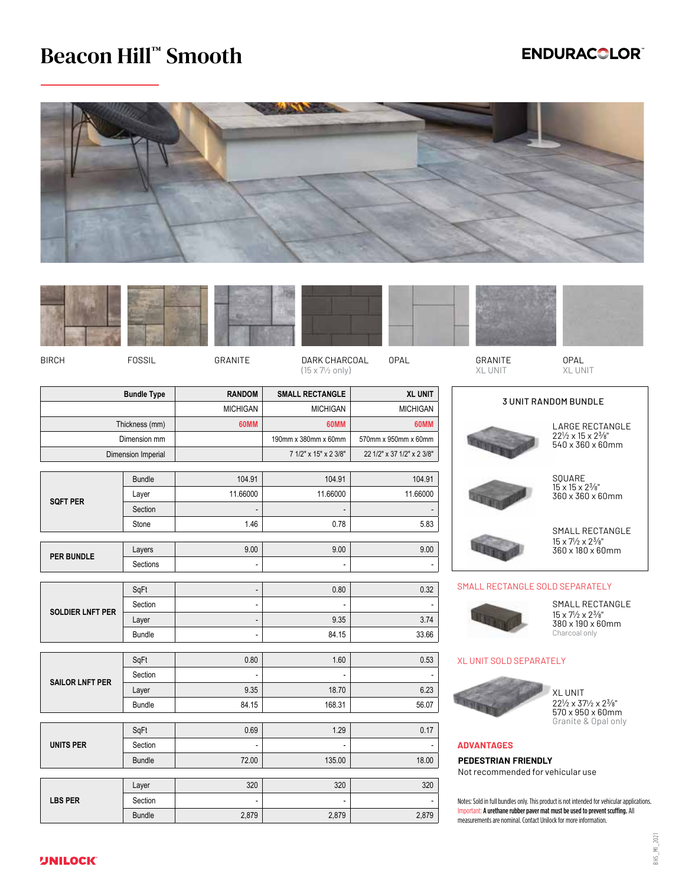# Beacon Hill™ Smooth

ENDURACOLOR™

BIRCH

FOSSIL

GRANITE

DARK CHARCOAL (15 x 7½ only)

OPAL

GRANITE XL UNIT

OPAL XL UNIT

| | | RANDOM | SMALL RECTANGLE | XL UNIT |
|---|---|---|---|---|
| Bundle Type | | RANDOM | SMALL RECTANGLE | XL UNIT |
| | | MICHIGAN | MICHIGAN | MICHIGAN |
| Thickness (mm) | | 60MM | 60MM | 60MM |
| Dimension mm | | | 190mm x 380mm x 60mm | 570mm x 950mm x 60mm |
| Dimension Imperial | | | 7 1/2" x 15" x 2 3/8" | 22 1/2" x 37 1/2" x 2 3/8" |
| SQFT PER | Bundle | 104.91 | 104.91 | 104.91 |
| | Layer | 11.66000 | 11.66000 | 11.66000 |
| | Section | - | - | - |
| | Stone | 1.46 | 0.78 | 5.83 |
| PER BUNDLE | Layers | 9.00 | 9.00 | 9.00 |
| | Sections | - | - | - |
| SOLDIER LNFT PER | SqFt | - | 0.80 | 0.32 |
| | Section | - | - | - |
| | Layer | - | 9.35 | 3.74 |
| | Bundle | - | 84.15 | 33.66 |
| SAILOR LNFT PER | SqFt | 0.80 | 1.60 | 0.53 |
| | Section | - | - | - |
| | Layer | 9.35 | 18.70 | 6.23 |
| | Bundle | 84.15 | 168.31 | 56.07 |
| UNITS PER | SqFt | 0.69 | 1.29 | 0.17 |
| | Section | - | - | - |
| | Bundle | 72.00 | 135.00 | 18.00 |
| LBS PER | Layer | 320 | 320 | 320 |
| | Section | - | - | - |
| | Bundle | 2,879 | 2,879 | 2,879 |

## 3 UNIT RANDOM BUNDLE

LARGE RECTANGLE
22½ x 15 x 2⅜"
540 x 360 x 60mm

SQUARE
15 x 15 x 2⅜"
360 x 360 x 60mm

SMALL RECTANGLE
15 x 7½ x 2⅜"
360 x 180 x 60mm

## SMALL RECTANGLE SOLD SEPARATELY

SMALL RECTANGLE
15 x 7½ x 2⅜"
380 x 190 x 60mm
Charcoal only

## XL UNIT SOLD SEPARATELY

XL UNIT
22½ x 37½ x 2⅜"
570 x 950 x 60mm
Granite & Opal only

## ADVANTAGES

**PEDESTRIAN FRIENDLY**
Not recommended for vehicular use

Notes: Sold in full bundles only. This product is not intended for vehicular applications. Important: **A urethane rubber paver mat must be used to prevent scuffing.** All measurements are nominal. Contact Unilock for more information.

UNILOCK